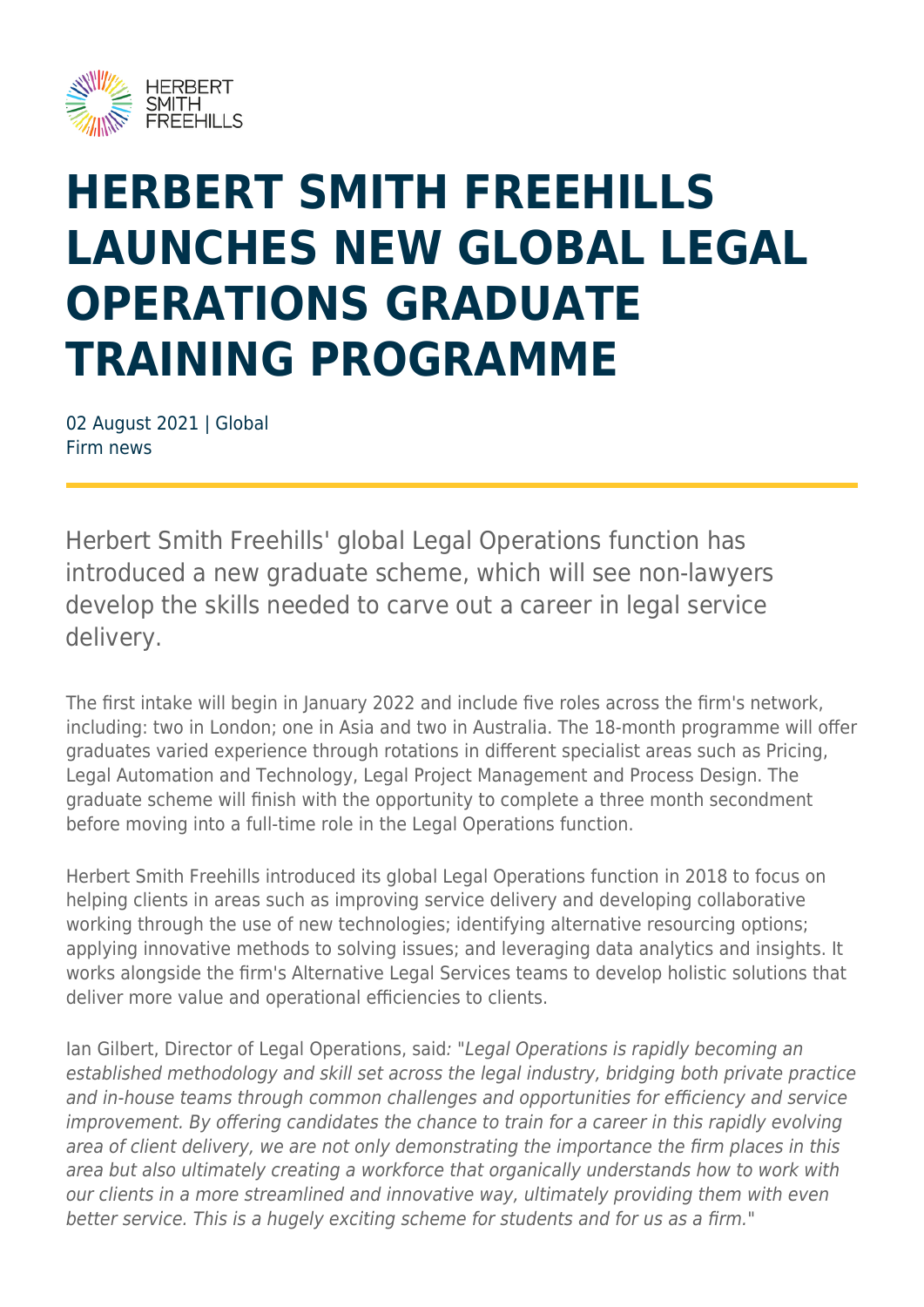# HERBERT SMITH FREEHILLS LAUNCHES NEW GLOBAL LEGAL OPERATIONS GRADUATE TRAINING PROGRAMME

02 August 2021 | Global
Firm news

Herbert Smith Freehills' global Legal Operations function has introduced a new graduate scheme, which will see non-lawyers develop the skills needed to carve out a career in legal service delivery.

The first intake will begin in January 2022 and include five roles across the firm's network, including: two in London; one in Asia and two in Australia. The 18-month programme will offer graduates varied experience through rotations in different specialist areas such as Pricing, Legal Automation and Technology, Legal Project Management and Process Design. The graduate scheme will finish with the opportunity to complete a three month secondment before moving into a full-time role in the Legal Operations function.

Herbert Smith Freehills introduced its global Legal Operations function in 2018 to focus on helping clients in areas such as improving service delivery and developing collaborative working through the use of new technologies; identifying alternative resourcing options; applying innovative methods to solving issues; and leveraging data analytics and insights. It works alongside the firm's Alternative Legal Services teams to develop holistic solutions that deliver more value and operational efficiencies to clients.

Ian Gilbert, Director of Legal Operations, said: "*Legal Operations is rapidly becoming an established methodology and skill set across the legal industry, bridging both private practice and in-house teams through common challenges and opportunities for efficiency and service improvement. By offering candidates the chance to train for a career in this rapidly evolving area of client delivery, we are not only demonstrating the importance the firm places in this area but also ultimately creating a workforce that organically understands how to work with our clients in a more streamlined and innovative way, ultimately providing them with even better service. This is a hugely exciting scheme for students and for us as a firm.*"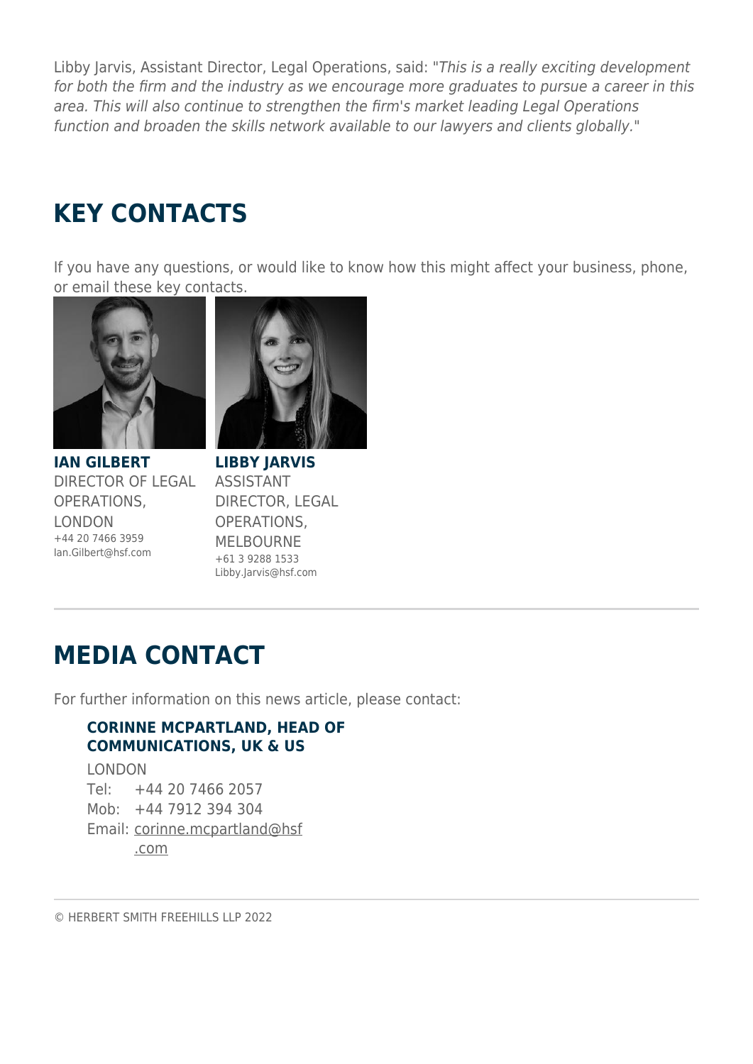Libby Jarvis, Assistant Director, Legal Operations, said: "*This is a really exciting development for both the firm and the industry as we encourage more graduates to pursue a career in this area. This will also continue to strengthen the firm's market leading Legal Operations function and broaden the skills network available to our lawyers and clients globally.*"

## KEY CONTACTS

If you have any questions, or would like to know how this might affect your business, phone, or email these key contacts.

**IAN GILBERT**
DIRECTOR OF LEGAL OPERATIONS, LONDON
+44 20 7466 3959
Ian.Gilbert@hsf.com

**LIBBY JARVIS**
ASSISTANT DIRECTOR, LEGAL OPERATIONS, MELBOURNE
+61 3 9288 1533
Libby.Jarvis@hsf.com

## MEDIA CONTACT

For further information on this news article, please contact:

**CORINNE MCPARTLAND, HEAD OF COMMUNICATIONS, UK & US**

LONDON
Tel: +44 20 7466 2057
Mob: +44 7912 394 304
Email: corinne.mcpartland@hsf.com

© HERBERT SMITH FREEHILLS LLP 2022